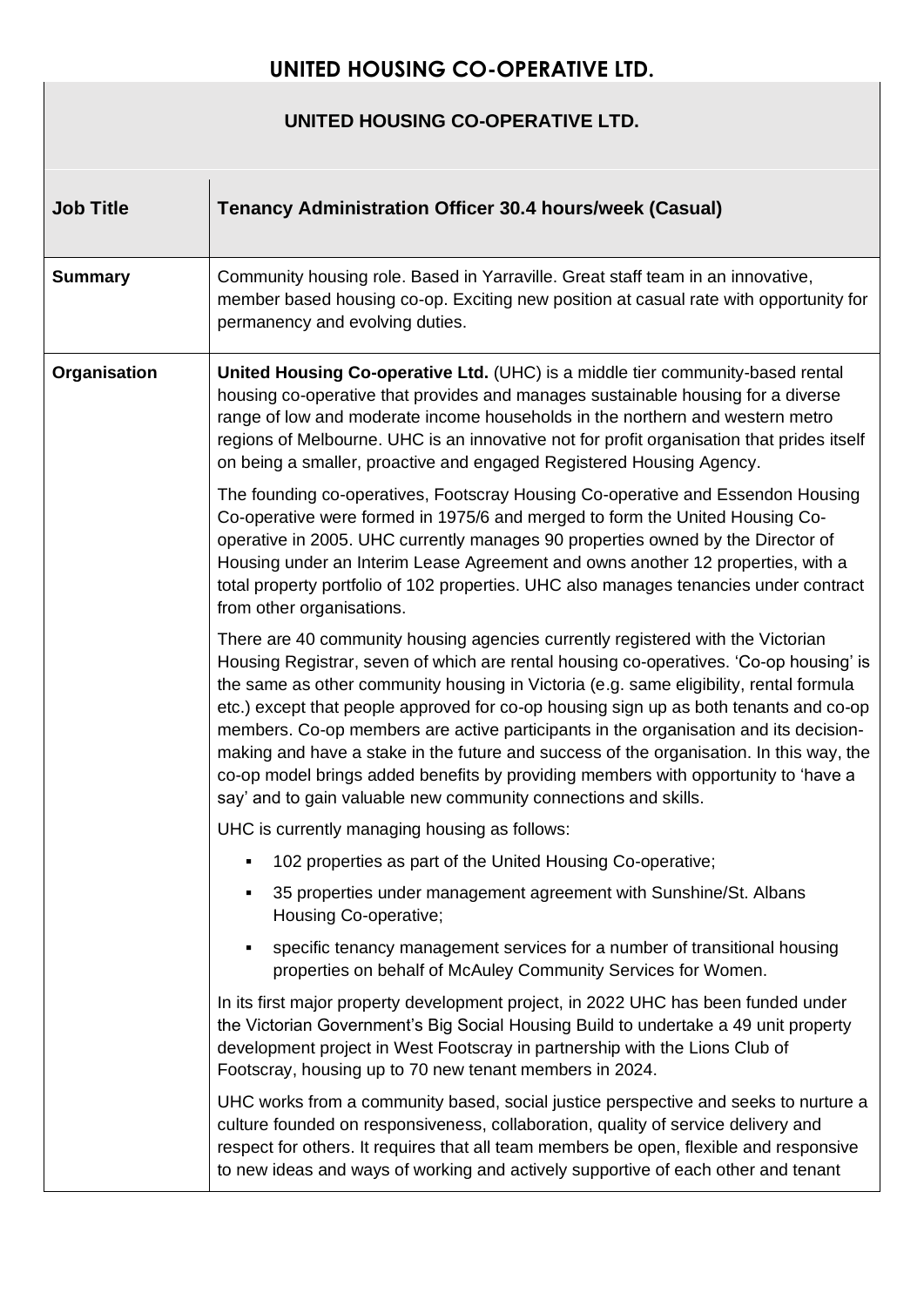# UNITED HOUSING CO-OPERATIVE LTD.

| UNITED HOUSING CO-OPERATIVE LTD. | |
|---|---|
| **Job Title** | **Tenancy Administration Officer 30.4 hours/week (Casual)** |
| **Summary** | Community housing role. Based in Yarraville. Great staff team in an innovative, member based housing co-op. Exciting new position at casual rate with opportunity for permanency and evolving duties. |
| **Organisation** | **United Housing Co-operative Ltd.** (UHC) is a middle tier community-based rental housing co-operative that provides and manages sustainable housing for a diverse range of low and moderate income households in the northern and western metro regions of Melbourne. UHC is an innovative not for profit organisation that prides itself on being a smaller, proactive and engaged Registered Housing Agency.<br><br>The founding co-operatives, Footscray Housing Co-operative and Essendon Housing Co-operative were formed in 1975/6 and merged to form the United Housing Co-operative in 2005. UHC currently manages 90 properties owned by the Director of Housing under an Interim Lease Agreement and owns another 12 properties, with a total property portfolio of 102 properties. UHC also manages tenancies under contract from other organisations.<br><br>There are 40 community housing agencies currently registered with the Victorian Housing Registrar, seven of which are rental housing co-operatives. 'Co-op housing' is the same as other community housing in Victoria (e.g. same eligibility, rental formula etc.) except that people approved for co-op housing sign up as both tenants and co-op members. Co-op members are active participants in the organisation and its decision-making and have a stake in the future and success of the organisation. In this way, the co-op model brings added benefits by providing members with opportunity to 'have a say' and to gain valuable new community connections and skills.<br><br>UHC is currently managing housing as follows:<br>▪ 102 properties as part of the United Housing Co-operative;<br>▪ 35 properties under management agreement with Sunshine/St. Albans Housing Co-operative;<br>▪ specific tenancy management services for a number of transitional housing properties on behalf of McAuley Community Services for Women.<br><br>In its first major property development project, in 2022 UHC has been funded under the Victorian Government's Big Social Housing Build to undertake a 49 unit property development project in West Footscray in partnership with the Lions Club of Footscray, housing up to 70 new tenant members in 2024.<br><br>UHC works from a community based, social justice perspective and seeks to nurture a culture founded on responsiveness, collaboration, quality of service delivery and respect for others. It requires that all team members be open, flexible and responsive to new ideas and ways of working and actively supportive of each other and tenant |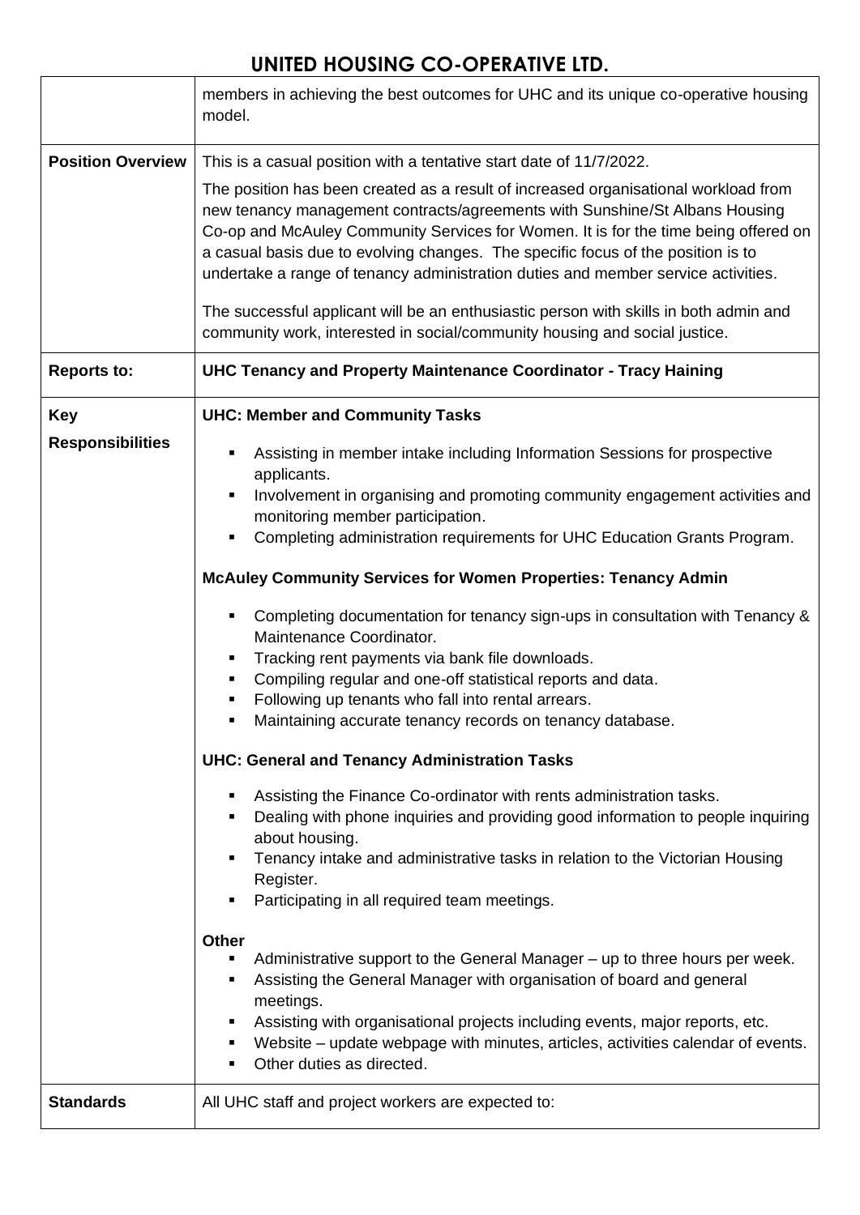| | |
|---|---|
| | members in achieving the best outcomes for UHC and its unique co-operative housing model. |
| **Position Overview** | This is a casual position with a tentative start date of 11/7/2022.<br><br>The position has been created as a result of increased organisational workload from new tenancy management contracts/agreements with Sunshine/St Albans Housing Co-op and McAuley Community Services for Women. It is for the time being offered on a casual basis due to evolving changes. The specific focus of the position is to undertake a range of tenancy administration duties and member service activities.<br><br>The successful applicant will be an enthusiastic person with skills in both admin and community work, interested in social/community housing and social justice. |
| **Reports to:** | **UHC Tenancy and Property Maintenance Coordinator - Tracy Haining** |
| **Key Responsibilities** | **UHC: Member and Community Tasks**<br><br>▪ Assisting in member intake including Information Sessions for prospective applicants.<br>▪ Involvement in organising and promoting community engagement activities and monitoring member participation.<br>▪ Completing administration requirements for UHC Education Grants Program.<br><br>**McAuley Community Services for Women Properties: Tenancy Admin**<br><br>▪ Completing documentation for tenancy sign-ups in consultation with Tenancy & Maintenance Coordinator.<br>▪ Tracking rent payments via bank file downloads.<br>▪ Compiling regular and one-off statistical reports and data.<br>▪ Following up tenants who fall into rental arrears.<br>▪ Maintaining accurate tenancy records on tenancy database.<br><br>**UHC: General and Tenancy Administration Tasks**<br><br>▪ Assisting the Finance Co-ordinator with rents administration tasks.<br>▪ Dealing with phone inquiries and providing good information to people inquiring about housing.<br>▪ Tenancy intake and administrative tasks in relation to the Victorian Housing Register.<br>▪ Participating in all required team meetings.<br><br>**Other**<br>▪ Administrative support to the General Manager – up to three hours per week.<br>▪ Assisting the General Manager with organisation of board and general meetings.<br>▪ Assisting with organisational projects including events, major reports, etc.<br>▪ Website – update webpage with minutes, articles, activities calendar of events.<br>▪ Other duties as directed. |
| **Standards** | All UHC staff and project workers are expected to: |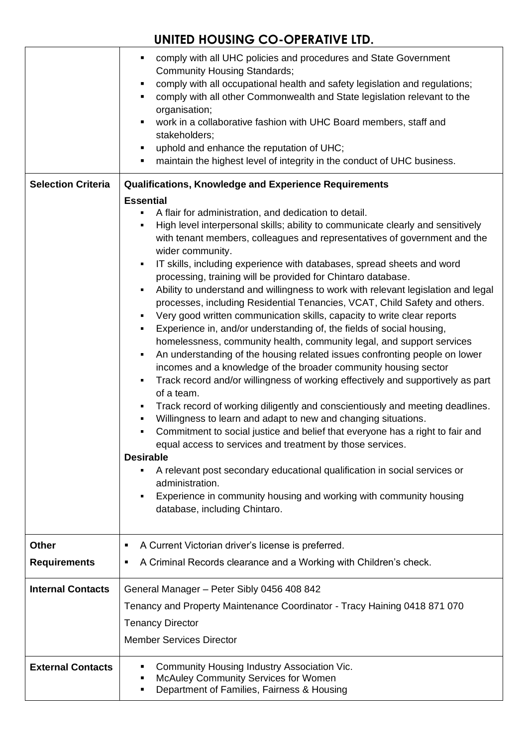| | |
|---|---|
| | ▪ comply with all UHC policies and procedures and State Government Community Housing Standards;<br>▪ comply with all occupational health and safety legislation and regulations;<br>▪ comply with all other Commonwealth and State legislation relevant to the organisation;<br>▪ work in a collaborative fashion with UHC Board members, staff and stakeholders;<br>▪ uphold and enhance the reputation of UHC;<br>▪ maintain the highest level of integrity in the conduct of UHC business. |
| **Selection Criteria** | **Qualifications, Knowledge and Experience Requirements**<br>**Essential**<br>▪ A flair for administration, and dedication to detail.<br>▪ High level interpersonal skills; ability to communicate clearly and sensitively with tenant members, colleagues and representatives of government and the wider community.<br>▪ IT skills, including experience with databases, spread sheets and word processing, training will be provided for Chintaro database.<br>▪ Ability to understand and willingness to work with relevant legislation and legal processes, including Residential Tenancies, VCAT, Child Safety and others.<br>▪ Very good written communication skills, capacity to write clear reports<br>▪ Experience in, and/or understanding of, the fields of social housing, homelessness, community health, community legal, and support services<br>▪ An understanding of the housing related issues confronting people on lower incomes and a knowledge of the broader community housing sector<br>▪ Track record and/or willingness of working effectively and supportively as part of a team.<br>▪ Track record of working diligently and conscientiously and meeting deadlines.<br>▪ Willingness to learn and adapt to new and changing situations.<br>▪ Commitment to social justice and belief that everyone has a right to fair and equal access to services and treatment by those services.<br>**Desirable**<br>▪ A relevant post secondary educational qualification in social services or administration.<br>▪ Experience in community housing and working with community housing database, including Chintaro. |
| **Other Requirements** | ▪ A Current Victorian driver's license is preferred.<br>▪ A Criminal Records clearance and a Working with Children's check. |
| **Internal Contacts** | General Manager – Peter Sibly 0456 408 842<br>Tenancy and Property Maintenance Coordinator - Tracy Haining 0418 871 070<br>Tenancy Director<br>Member Services Director |
| **External Contacts** | ▪ Community Housing Industry Association Vic.<br>▪ McAuley Community Services for Women<br>▪ Department of Families, Fairness & Housing |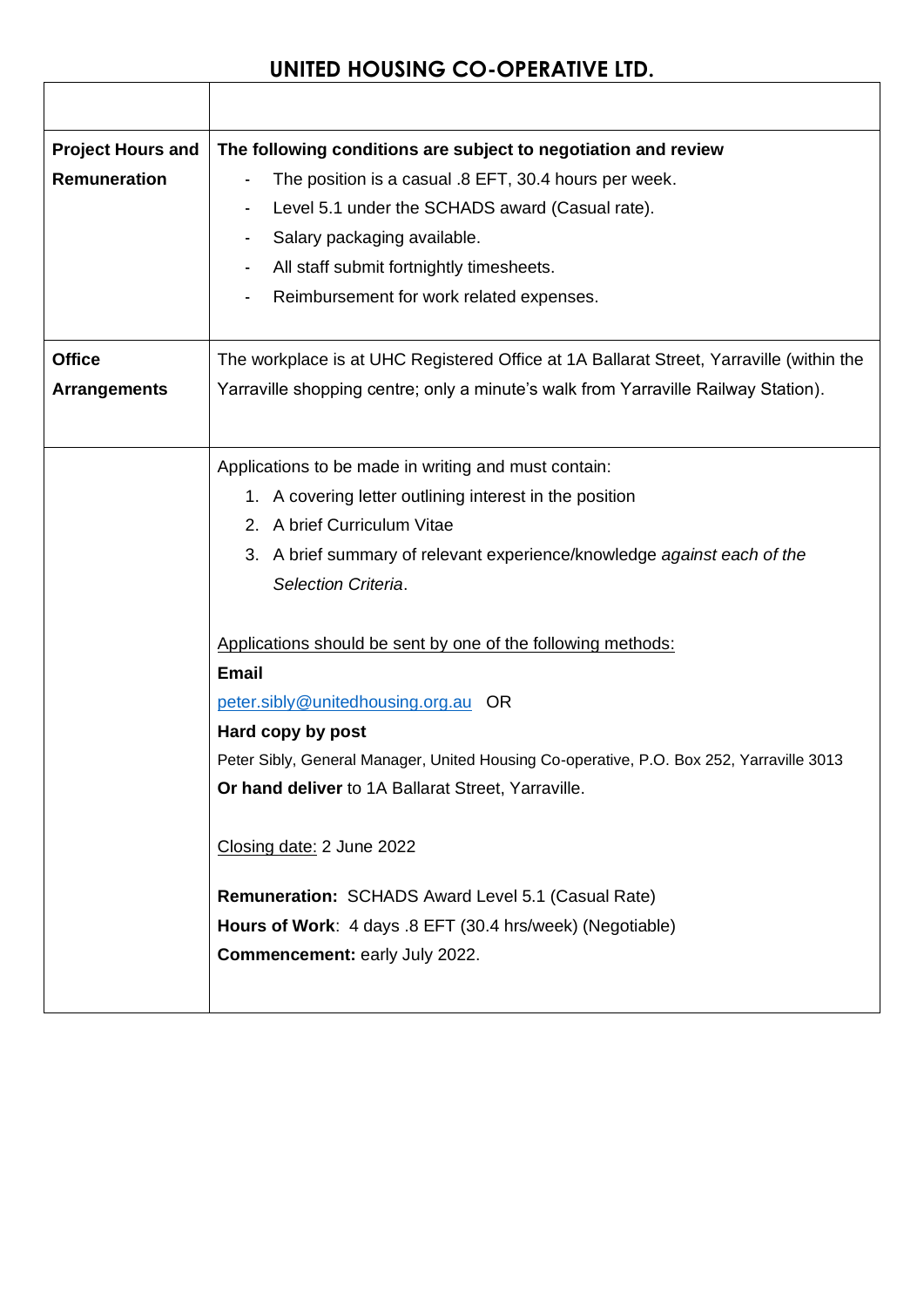# UNITED HOUSING CO-OPERATIVE LTD.

| | |
|---|---|
| | |
| **Project Hours and Remuneration** | **The following conditions are subject to negotiation and review**<br>- The position is a casual .8 EFT, 30.4 hours per week.<br>- Level 5.1 under the SCHADS award (Casual rate).<br>- Salary packaging available.<br>- All staff submit fortnightly timesheets.<br>- Reimbursement for work related expenses. |
| **Office Arrangements** | The workplace is at UHC Registered Office at 1A Ballarat Street, Yarraville (within the Yarraville shopping centre; only a minute's walk from Yarraville Railway Station). |
| | Applications to be made in writing and must contain:<br>1. A covering letter outlining interest in the position<br>2. A brief Curriculum Vitae<br>3. A brief summary of relevant experience/knowledge *against each of the Selection Criteria*.<br><br>Applications should be sent by one of the following methods:<br>**Email**<br>peter.sibly@unitedhousing.org.au OR<br>**Hard copy by post**<br>Peter Sibly, General Manager, United Housing Co-operative, P.O. Box 252, Yarraville 3013<br>**Or hand deliver** to 1A Ballarat Street, Yarraville.<br><br>Closing date: 2 June 2022<br><br>**Remuneration:** SCHADS Award Level 5.1 (Casual Rate)<br>**Hours of Work**: 4 days .8 EFT (30.4 hrs/week) (Negotiable)<br>**Commencement:** early July 2022. |